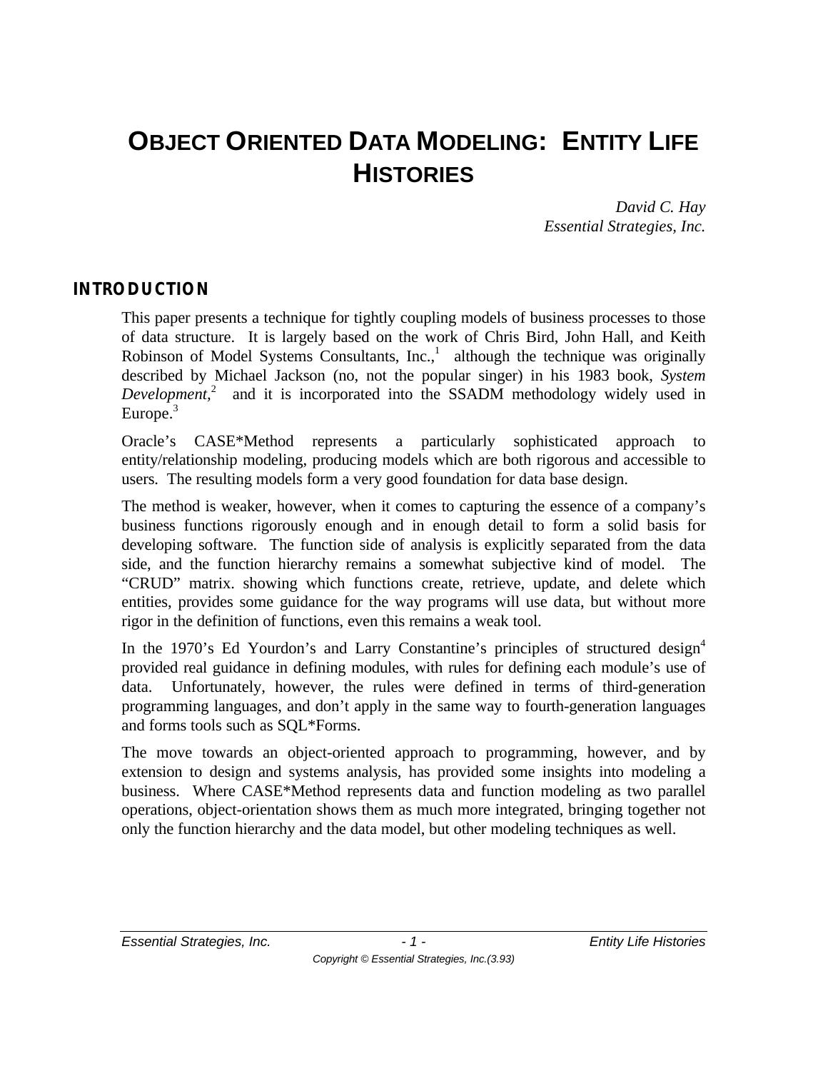# OBJECT ORIENTED DATA MODELING: ENTITY LIFE HISTORIES

*David C. Hay*
*Essential Strategies, Inc.*

## INTRODUCTION

This paper presents a technique for tightly coupling models of business processes to those of data structure. It is largely based on the work of Chris Bird, John Hall, and Keith Robinson of Model Systems Consultants, Inc.,[1] although the technique was originally described by Michael Jackson (no, not the popular singer) in his 1983 book, *System Development*,[2] and it is incorporated into the SSADM methodology widely used in Europe.[3]

Oracle's CASE*Method represents a particularly sophisticated approach to entity/relationship modeling, producing models which are both rigorous and accessible to users. The resulting models form a very good foundation for data base design.

The method is weaker, however, when it comes to capturing the essence of a company's business functions rigorously enough and in enough detail to form a solid basis for developing software. The function side of analysis is explicitly separated from the data side, and the function hierarchy remains a somewhat subjective kind of model. The "CRUD" matrix. showing which functions create, retrieve, update, and delete which entities, provides some guidance for the way programs will use data, but without more rigor in the definition of functions, even this remains a weak tool.

In the 1970's Ed Yourdon's and Larry Constantine's principles of structured design[4] provided real guidance in defining modules, with rules for defining each module's use of data. Unfortunately, however, the rules were defined in terms of third-generation programming languages, and don't apply in the same way to fourth-generation languages and forms tools such as SQL*Forms.

The move towards an object-oriented approach to programming, however, and by extension to design and systems analysis, has provided some insights into modeling a business. Where CASE*Method represents data and function modeling as two parallel operations, object-orientation shows them as much more integrated, bringing together not only the function hierarchy and the data model, but other modeling techniques as well.

Copyright © Essential Strategies, Inc.(3.93)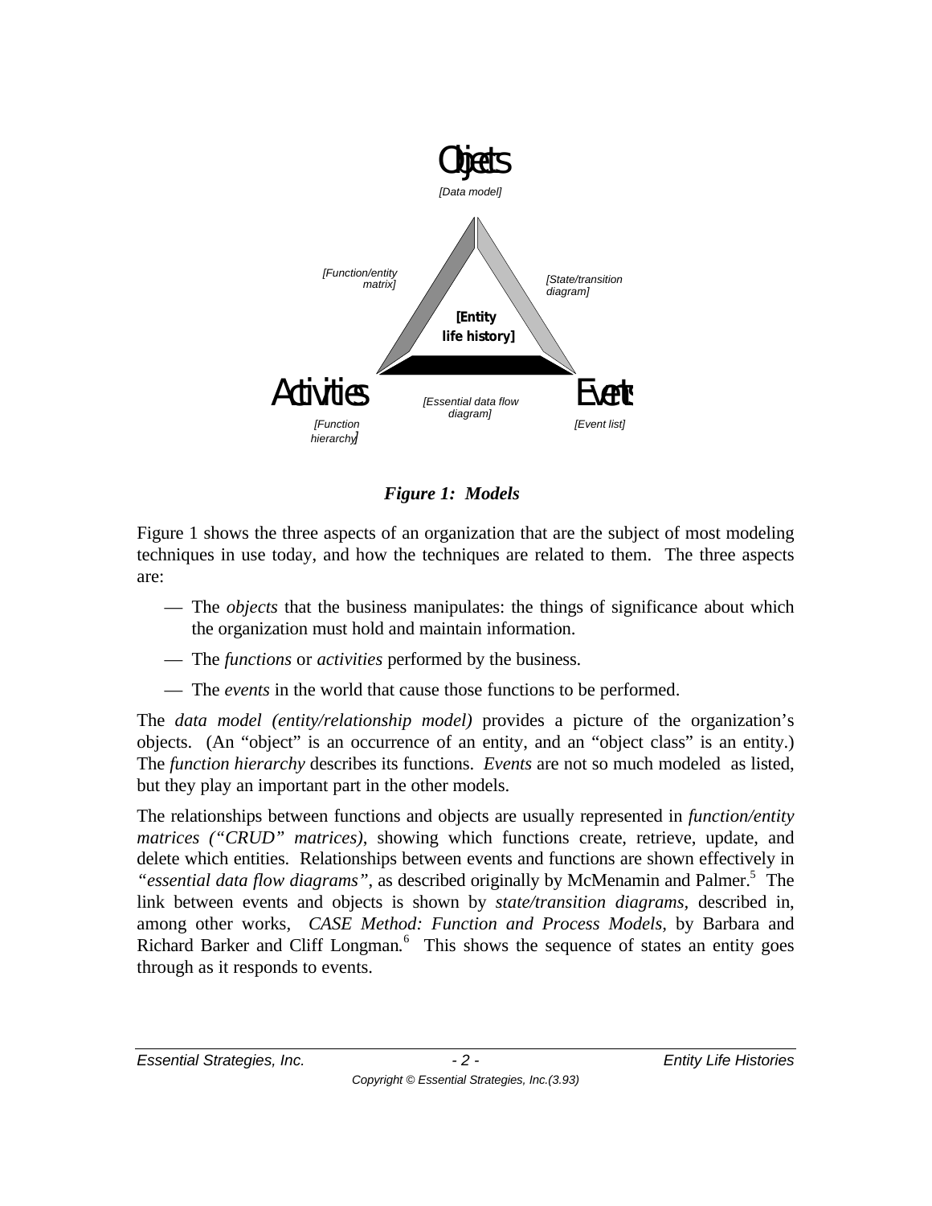Objects

*[Data model]*

*[Function/entity matrix]*

*[State/transition diagram]*

**[Entity life history]**

Activities

*[Essential data flow diagram]*

Events

*[Function hierarchy]*

*[Event list]*

***Figure 1: Models***

Figure 1 shows the three aspects of an organization that are the subject of most modeling techniques in use today, and how the techniques are related to them. The three aspects are:

— The *objects* that the business manipulates: the things of significance about which the organization must hold and maintain information.

— The *functions* or *activities* performed by the business.

— The *events* in the world that cause those functions to be performed.

The *data model (entity/relationship model)* provides a picture of the organization's objects. (An "object" is an occurrence of an entity, and an "object class" is an entity.) The *function hierarchy* describes its functions. *Events* are not so much modeled as listed, but they play an important part in the other models.

The relationships between functions and objects are usually represented in *function/entity matrices ("CRUD" matrices)*, showing which functions create, retrieve, update, and delete which entities. Relationships between events and functions are shown effectively in *"essential data flow diagrams"*, as described originally by McMenamin and Palmer.[5] The link between events and objects is shown by *state/transition diagrams*, described in, among other works, *CASE Method: Function and Process Models*, by Barbara and Richard Barker and Cliff Longman.[6] This shows the sequence of states an entity goes through as it responds to events.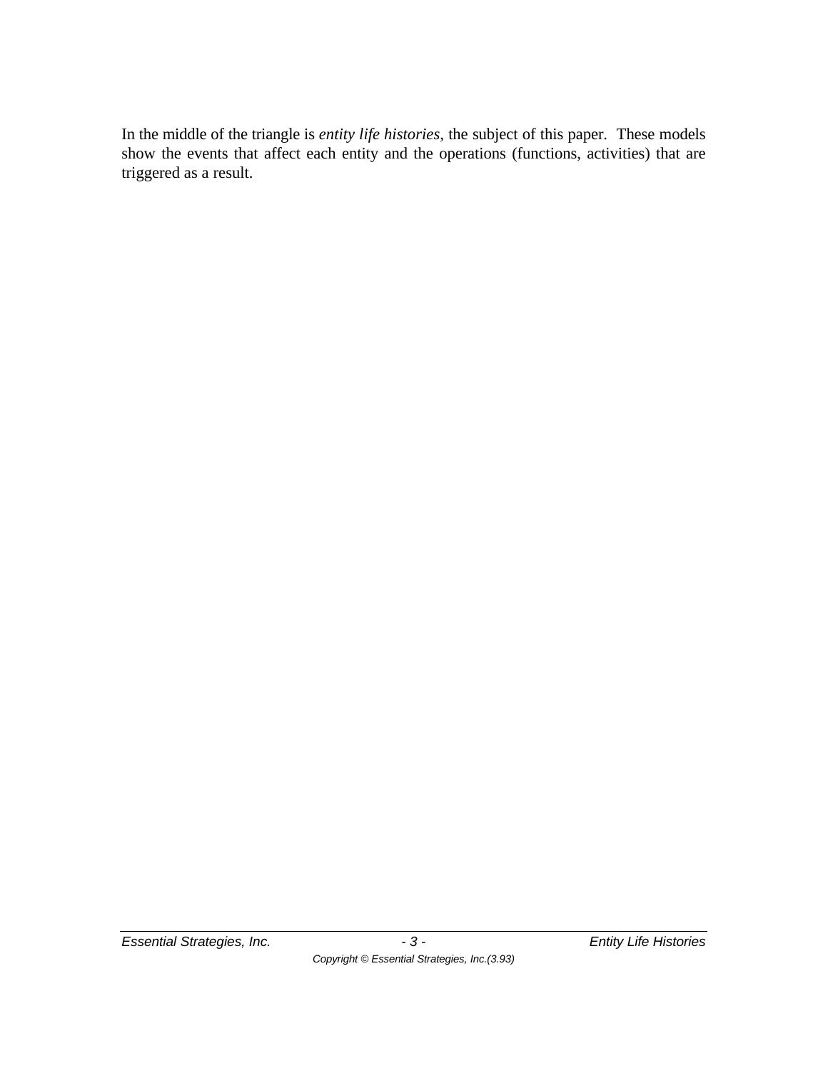In the middle of the triangle is *entity life histories*, the subject of this paper.  These models show the events that affect each entity and the operations (functions, activities) that are triggered as a result.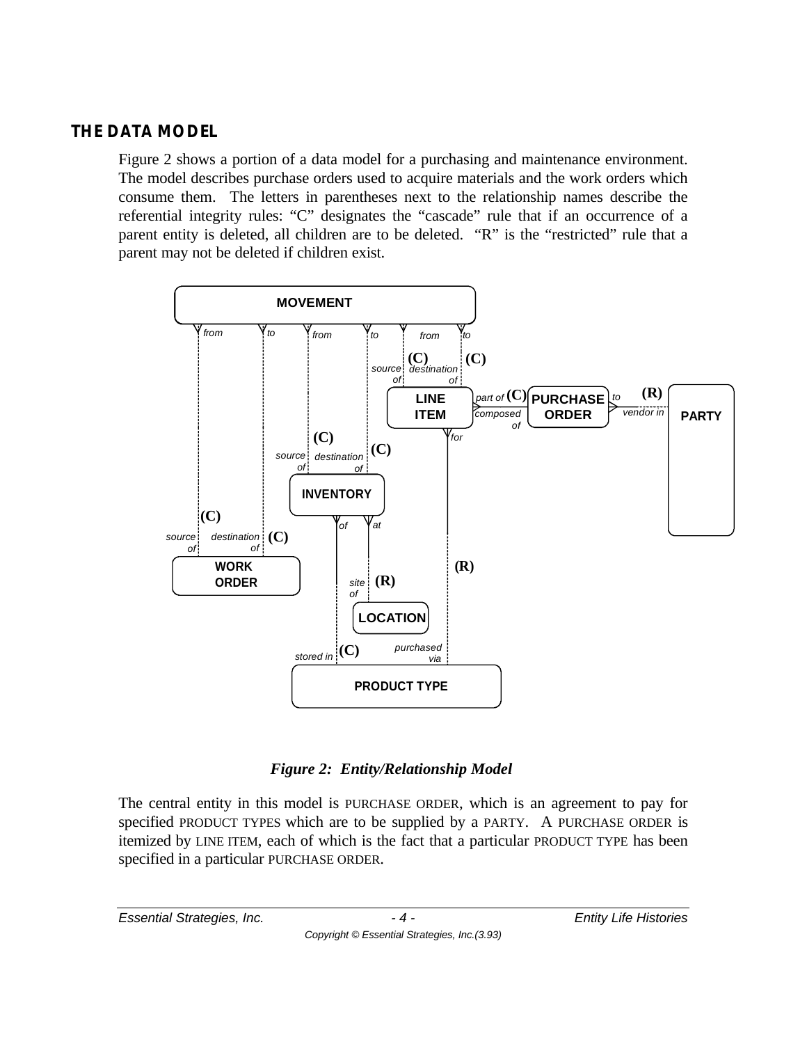## THE DATA MODEL

Figure 2 shows a portion of a data model for a purchasing and maintenance environment. The model describes purchase orders used to acquire materials and the work orders which consume them. The letters in parentheses next to the relationship names describe the referential integrity rules: "C" designates the "cascade" rule that if an occurrence of a parent entity is deleted, all children are to be deleted. "R" is the "restricted" rule that a parent may not be deleted if children exist.

***Figure 2: Entity/Relationship Model***

The central entity in this model is PURCHASE ORDER, which is an agreement to pay for specified PRODUCT TYPES which are to be supplied by a PARTY. A PURCHASE ORDER is itemized by LINE ITEM, each of which is the fact that a particular PRODUCT TYPE has been specified in a particular PURCHASE ORDER.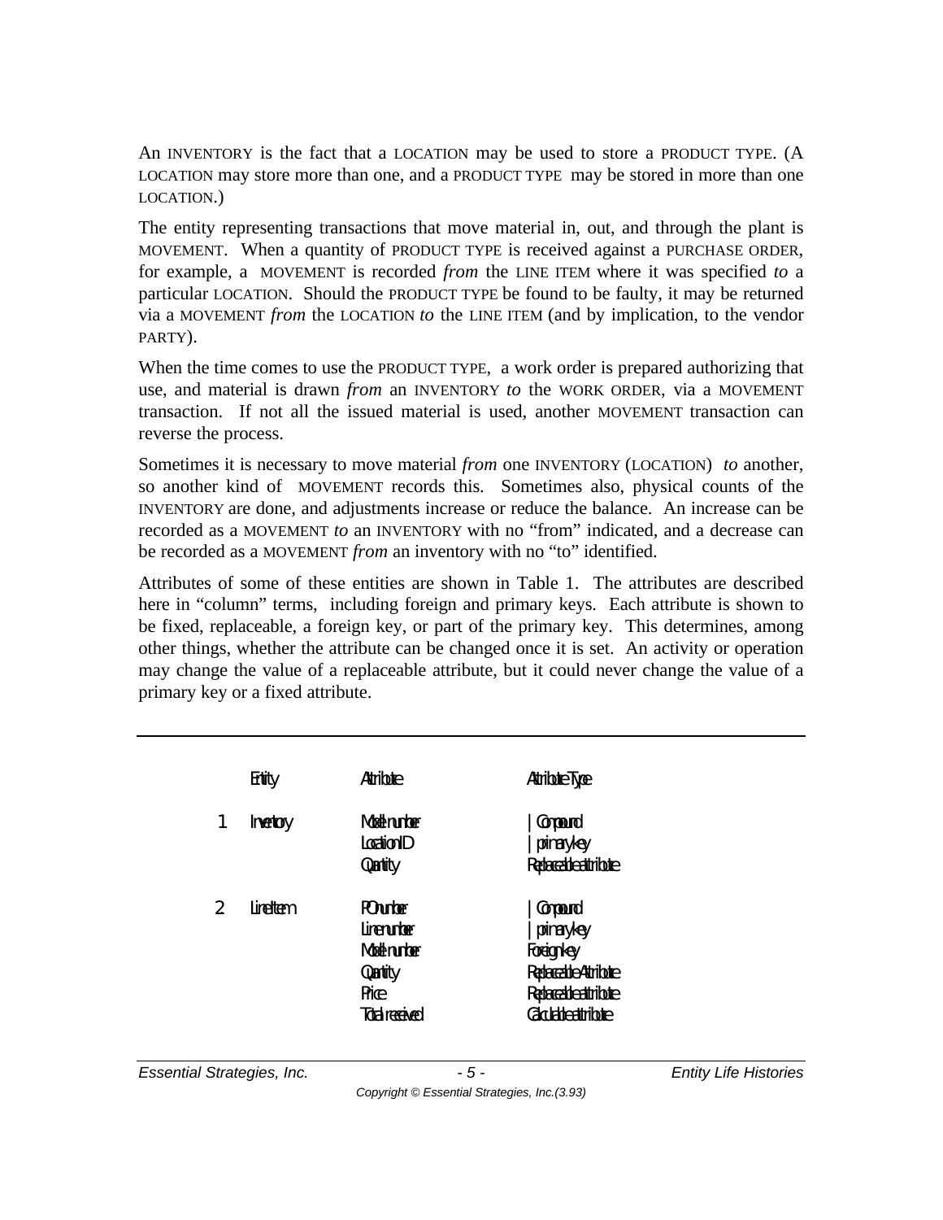An INVENTORY is the fact that a LOCATION may be used to store a PRODUCT TYPE. (A LOCATION may store more than one, and a PRODUCT TYPE may be stored in more than one LOCATION.)

The entity representing transactions that move material in, out, and through the plant is MOVEMENT. When a quantity of PRODUCT TYPE is received against a PURCHASE ORDER, for example, a MOVEMENT is recorded *from* the LINE ITEM where it was specified *to* a particular LOCATION. Should the PRODUCT TYPE be found to be faulty, it may be returned via a MOVEMENT *from* the LOCATION *to* the LINE ITEM (and by implication, to the vendor PARTY).

When the time comes to use the PRODUCT TYPE, a work order is prepared authorizing that use, and material is drawn *from* an INVENTORY *to* the WORK ORDER, via a MOVEMENT transaction. If not all the issued material is used, another MOVEMENT transaction can reverse the process.

Sometimes it is necessary to move material *from* one INVENTORY (LOCATION) *to* another, so another kind of MOVEMENT records this. Sometimes also, physical counts of the INVENTORY are done, and adjustments increase or reduce the balance. An increase can be recorded as a MOVEMENT *to* an INVENTORY with no "from" indicated, and a decrease can be recorded as a MOVEMENT *from* an inventory with no "to" identified.

Attributes of some of these entities are shown in Table 1. The attributes are described here in "column" terms, including foreign and primary keys. Each attribute is shown to be fixed, replaceable, a foreign key, or part of the primary key. This determines, among other things, whether the attribute can be changed once it is set. An activity or operation may change the value of a replaceable attribute, but it could never change the value of a primary key or a fixed attribute.

| | Entity | Attribute | Attribute Type |
|---|---|---|---|
| 1 | Inventory | Model number | \| Compound |
| | | Location ID | \| primary key |
| | | Quantity | Replaceable attribute |
| 2 | Line Item | PO number | \| Compound |
| | | Line number | \| primary key |
| | | Model number | Foreign key |
| | | Quantity | Replaceable Attribute |
| | | Price | Replaceable attribute |
| | | Total received | Calculable attribute |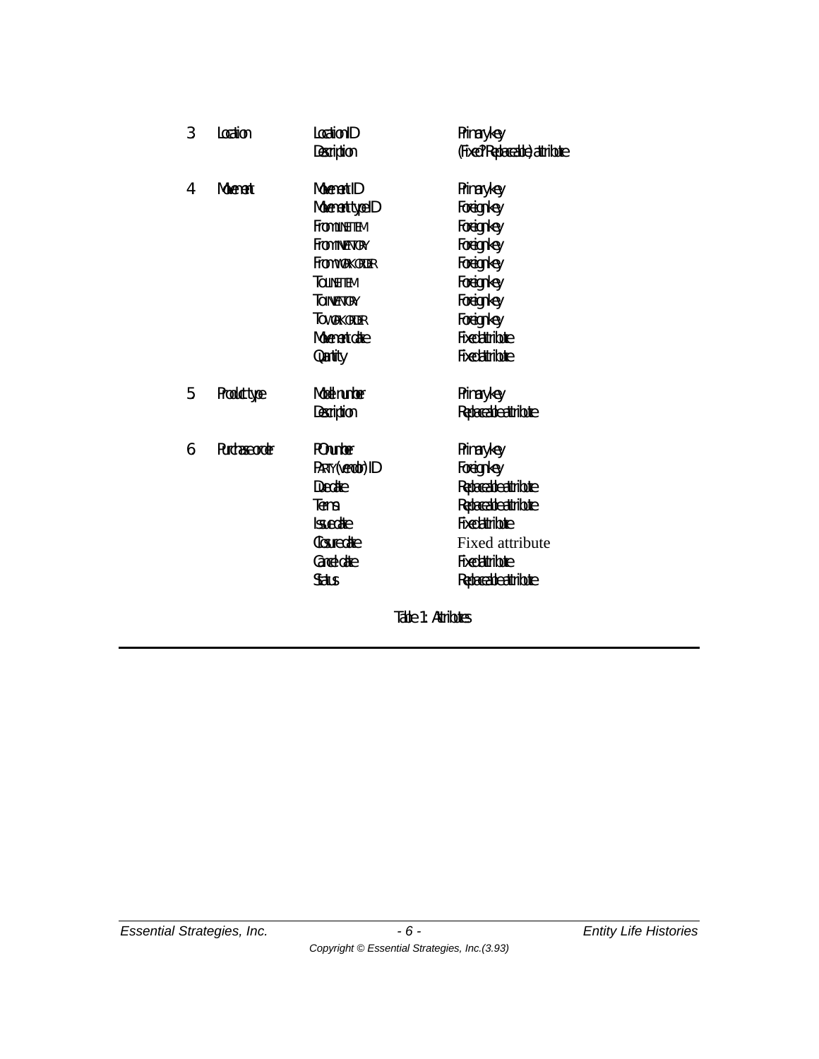| | | | |
|---|---|---|---|
| 3 | Location | Location ID | Primary key |
| | | Description | (Fixed? Replaceable) attribute |
| 4 | Movement | Movement ID | Primary key |
| | | Movement type ID | Foreign key |
| | | From LINE ITEM | Foreign key |
| | | From INVENTORY | Foreign key |
| | | From WORK ORDER | Foreign key |
| | | To LINE ITEM | Foreign key |
| | | To INVENTORY | Foreign key |
| | | To WORK ORDER | Foreign key |
| | | Movement date | Fixed attribute |
| | | Quantity | Fixed attribute |
| 5 | Product type | Model number | Primary key |
| | | Description | Replaceable attribute |
| 6 | Purchase order | PO number | Primary key |
| | | PARTY (vendor) ID | Foreign key |
| | | Due date | Replaceable attribute |
| | | Terms | Replaceable attribute |
| | | Issue date | Fixed attribute |
| | | Closure date | Fixed attribute |
| | | Cancel date | Fixed attribute |
| | | Status | Replaceable attribute |

Table 1: Attributes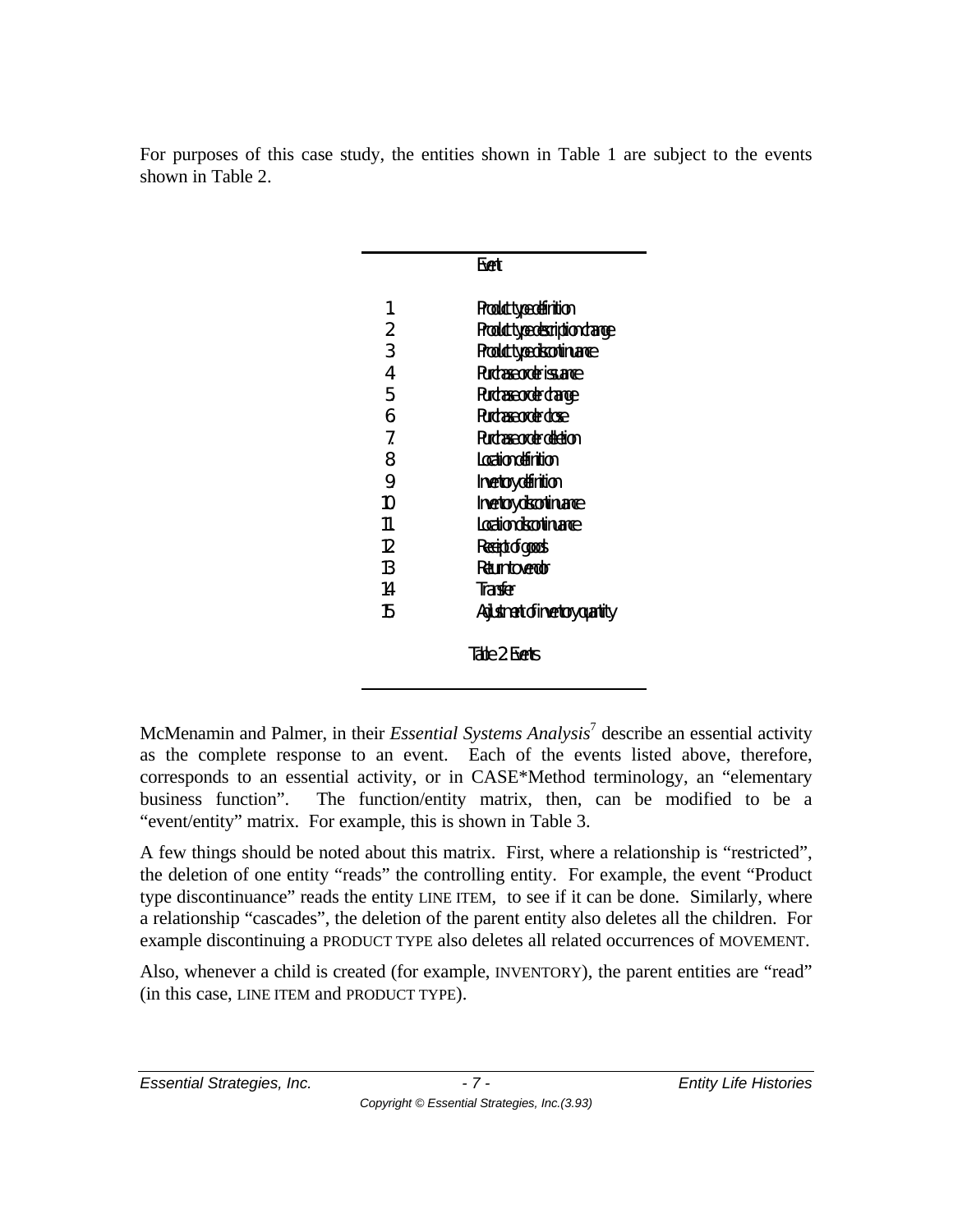For purposes of this case study, the entities shown in Table 1 are subject to the events shown in Table 2.

| | Event |
|---|---|
| 1 | Product type definition |
| 2 | Product type description change |
| 3 | Product type discontinuance |
| 4 | Purchase order issuance |
| 5 | Purchase order change |
| 6 | Purchase order close |
| 7. | Purchase order deletion |
| 8 | Location definition |
| 9 | Inventory definition |
| 10 | Inventory discontinuance |
| 11 | Location discontinuance |
| 12 | Receipt of goods |
| 13 | Return to vendor |
| 14 | Transfer |
| 15 | Adjustment of inventory quantity |

Table 2: Events

McMenamin and Palmer, in their *Essential Systems Analysis*[7] describe an essential activity as the complete response to an event. Each of the events listed above, therefore, corresponds to an essential activity, or in CASE*Method terminology, an "elementary business function". The function/entity matrix, then, can be modified to be a "event/entity" matrix. For example, this is shown in Table 3.

A few things should be noted about this matrix. First, where a relationship is "restricted", the deletion of one entity "reads" the controlling entity. For example, the event "Product type discontinuance" reads the entity LINE ITEM, to see if it can be done. Similarly, where a relationship "cascades", the deletion of the parent entity also deletes all the children. For example discontinuing a PRODUCT TYPE also deletes all related occurrences of MOVEMENT.

Also, whenever a child is created (for example, INVENTORY), the parent entities are "read" (in this case, LINE ITEM and PRODUCT TYPE).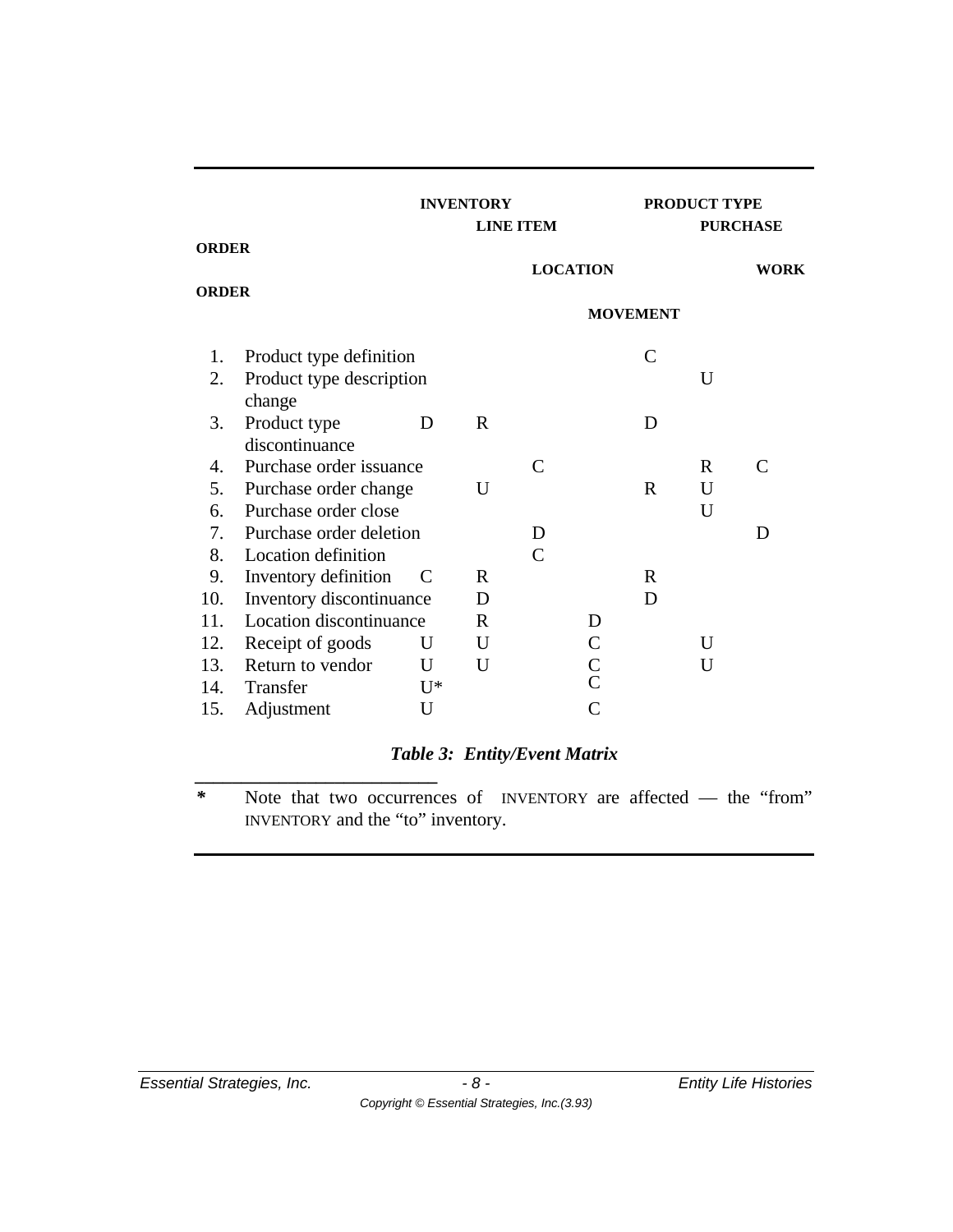| | | INVENTORY | LINE ITEM | LOCATION | MOVEMENT | PRODUCT TYPE | PURCHASE ORDER | WORK ORDER |
|---|---|---|---|---|---|---|---|---|
| 1. | Product type definition | | | | | C | | |
| 2. | Product type description change | | | | | | U | |
| 3. | Product type discontinuance | D | R | | | D | | |
| 4. | Purchase order issuance | | | C | | | R | C |
| 5. | Purchase order change | | U | | | R | U | |
| 6. | Purchase order close | | | | | | U | |
| 7. | Purchase order deletion | | | D | | | | D |
| 8. | Location definition | | | C | | | | |
| 9. | Inventory definition | C | R | | | R | | |
| 10. | Inventory discontinuance | | D | | | D | | |
| 11. | Location discontinuance | | R | | D | | | |
| 12. | Receipt of goods | U | U | | C | | U | |
| 13. | Return to vendor | U | U | | C | | U | |
| 14. | Transfer | U* | | | C | | | |
| 15. | Adjustment | U | | | C | | | |

***Table 3: Entity/Event Matrix***

\* Note that two occurrences of INVENTORY are affected — the "from" INVENTORY and the "to" inventory.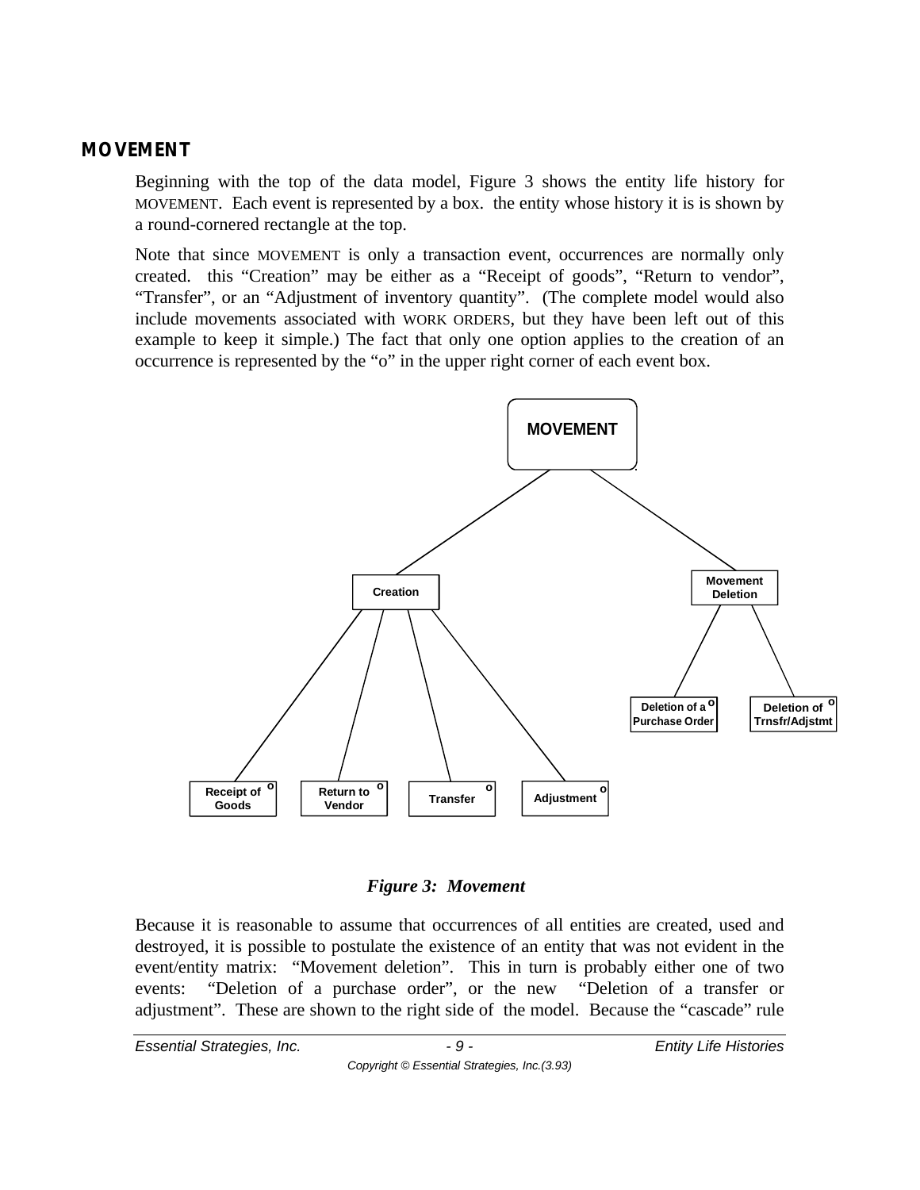## MOVEMENT

Beginning with the top of the data model, Figure 3 shows the entity life history for MOVEMENT. Each event is represented by a box. the entity whose history it is is shown by a round-cornered rectangle at the top.

Note that since MOVEMENT is only a transaction event, occurrences are normally only created. this "Creation" may be either as a "Receipt of goods", "Return to vendor", "Transfer", or an "Adjustment of inventory quantity". (The complete model would also include movements associated with WORK ORDERS, but they have been left out of this example to keep it simple.) The fact that only one option applies to the creation of an occurrence is represented by the "o" in the upper right corner of each event box.

MOVEMENT

Creation

Movement Deletion

Receipt of Goods o

Return to Vendor o

Transfer o

Adjustment o

Deletion of a Purchase Order o

Deletion of Trnsfr/Adjstmt o

***Figure 3: Movement***

Because it is reasonable to assume that occurrences of all entities are created, used and destroyed, it is possible to postulate the existence of an entity that was not evident in the event/entity matrix: "Movement deletion". This in turn is probably either one of two events: "Deletion of a purchase order", or the new "Deletion of a transfer or adjustment". These are shown to the right side of the model. Because the "cascade" rule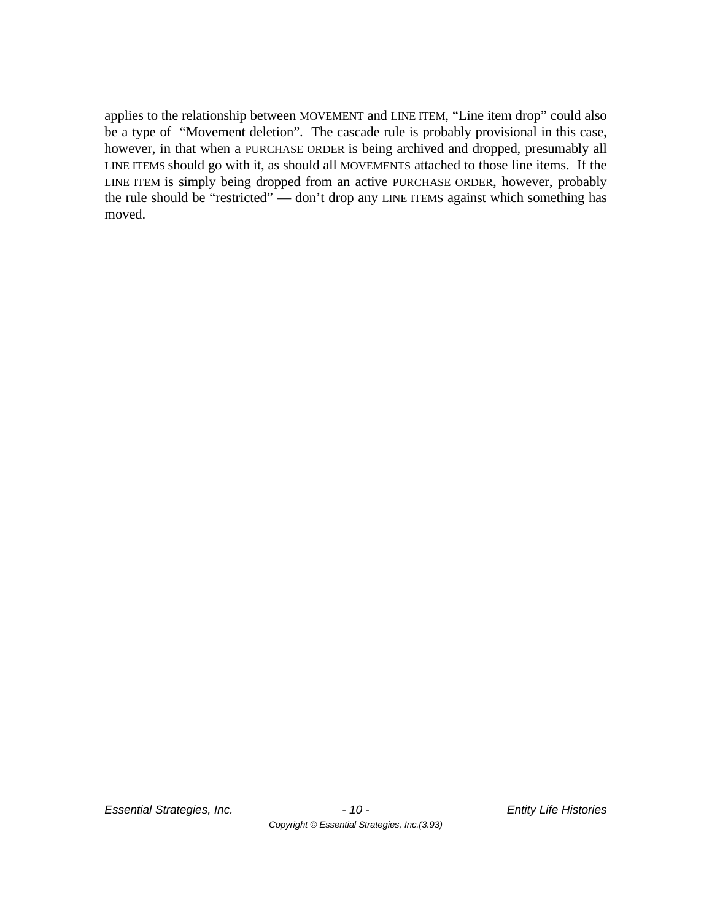applies to the relationship between MOVEMENT and LINE ITEM, "Line item drop" could also be a type of "Movement deletion". The cascade rule is probably provisional in this case, however, in that when a PURCHASE ORDER is being archived and dropped, presumably all LINE ITEMS should go with it, as should all MOVEMENTS attached to those line items. If the LINE ITEM is simply being dropped from an active PURCHASE ORDER, however, probably the rule should be "restricted" — don't drop any LINE ITEMS against which something has moved.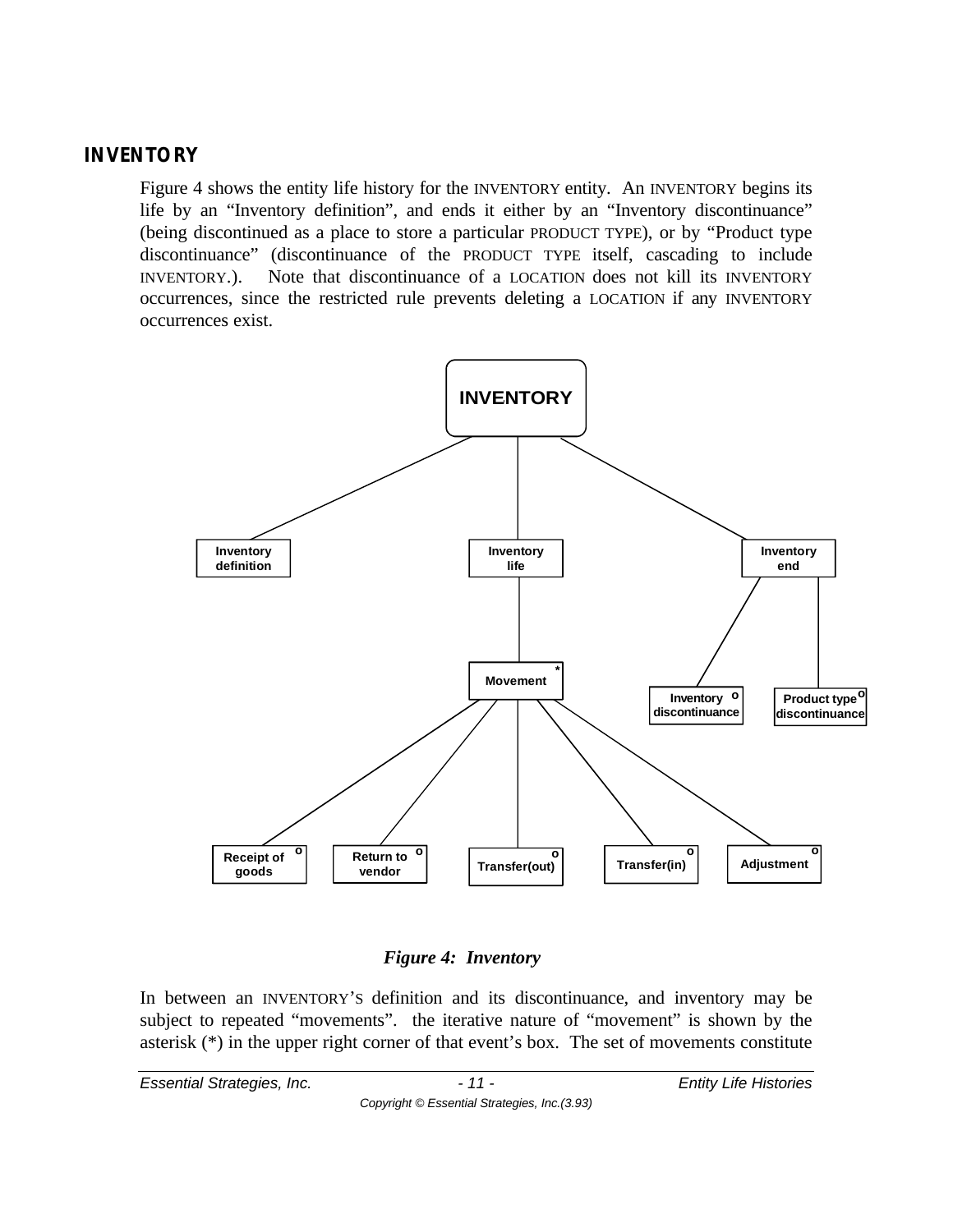## INVENTORY

Figure 4 shows the entity life history for the INVENTORY entity. An INVENTORY begins its life by an "Inventory definition", and ends it either by an "Inventory discontinuance" (being discontinued as a place to store a particular PRODUCT TYPE), or by "Product type discontinuance" (discontinuance of the PRODUCT TYPE itself, cascading to include INVENTORY.). Note that discontinuance of a LOCATION does not kill its INVENTORY occurrences, since the restricted rule prevents deleting a LOCATION if any INVENTORY occurrences exist.

*Figure 4: Inventory*

In between an INVENTORY'S definition and its discontinuance, and inventory may be subject to repeated "movements". the iterative nature of "movement" is shown by the asterisk (*) in the upper right corner of that event's box. The set of movements constitute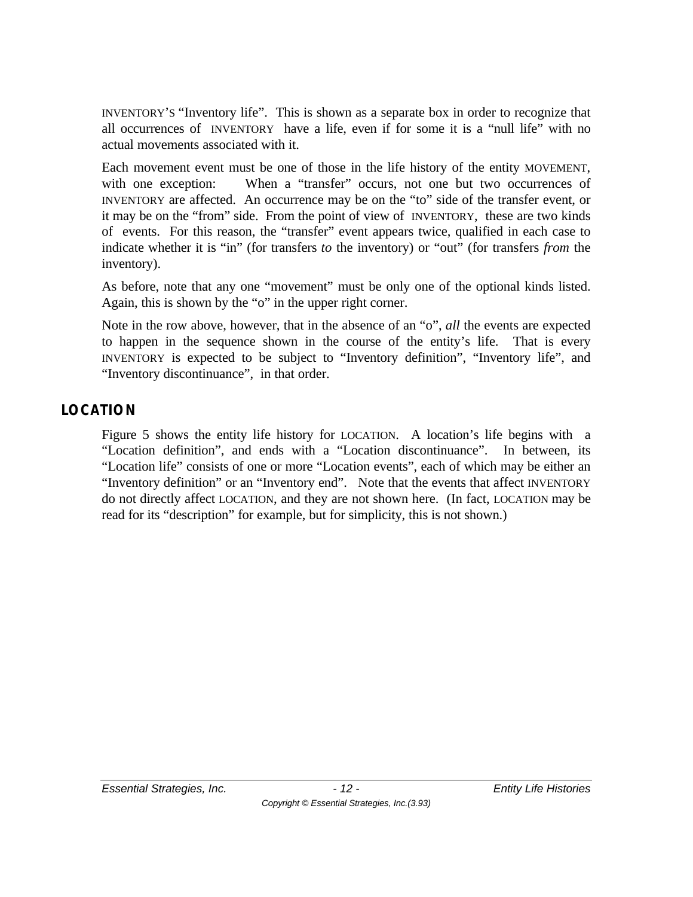INVENTORY'S "Inventory life". This is shown as a separate box in order to recognize that all occurrences of INVENTORY have a life, even if for some it is a "null life" with no actual movements associated with it.

Each movement event must be one of those in the life history of the entity MOVEMENT, with one exception: When a "transfer" occurs, not one but two occurrences of INVENTORY are affected. An occurrence may be on the "to" side of the transfer event, or it may be on the "from" side. From the point of view of INVENTORY, these are two kinds of events. For this reason, the "transfer" event appears twice, qualified in each case to indicate whether it is "in" (for transfers *to* the inventory) or "out" (for transfers *from* the inventory).

As before, note that any one "movement" must be only one of the optional kinds listed. Again, this is shown by the "o" in the upper right corner.

Note in the row above, however, that in the absence of an "o", *all* the events are expected to happen in the sequence shown in the course of the entity's life. That is every INVENTORY is expected to be subject to "Inventory definition", "Inventory life", and "Inventory discontinuance", in that order.

## LOCATION

Figure 5 shows the entity life history for LOCATION. A location's life begins with a "Location definition", and ends with a "Location discontinuance". In between, its "Location life" consists of one or more "Location events", each of which may be either an "Inventory definition" or an "Inventory end". Note that the events that affect INVENTORY do not directly affect LOCATION, and they are not shown here. (In fact, LOCATION may be read for its "description" for example, but for simplicity, this is not shown.)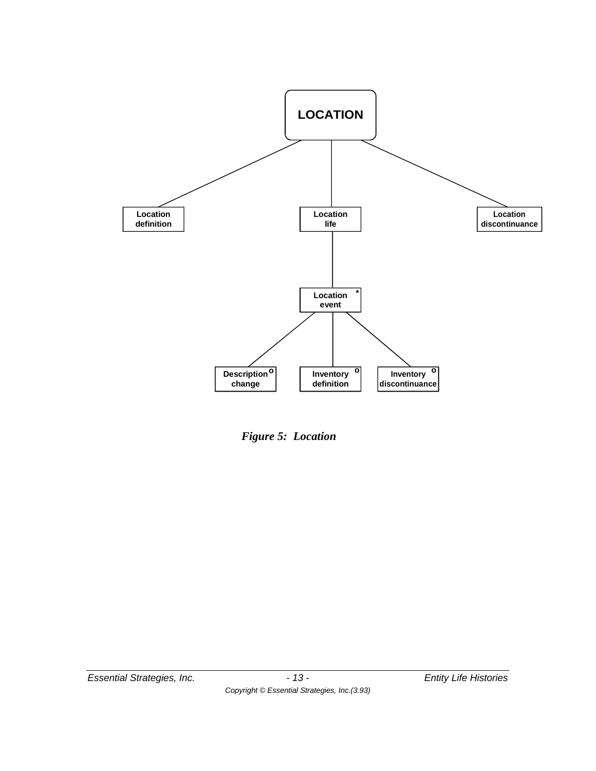LOCATION

Location definition

Location life

Location discontinuance

Location event *

Description change o

Inventory definition o

Inventory discontinuance o

*Figure 5: Location*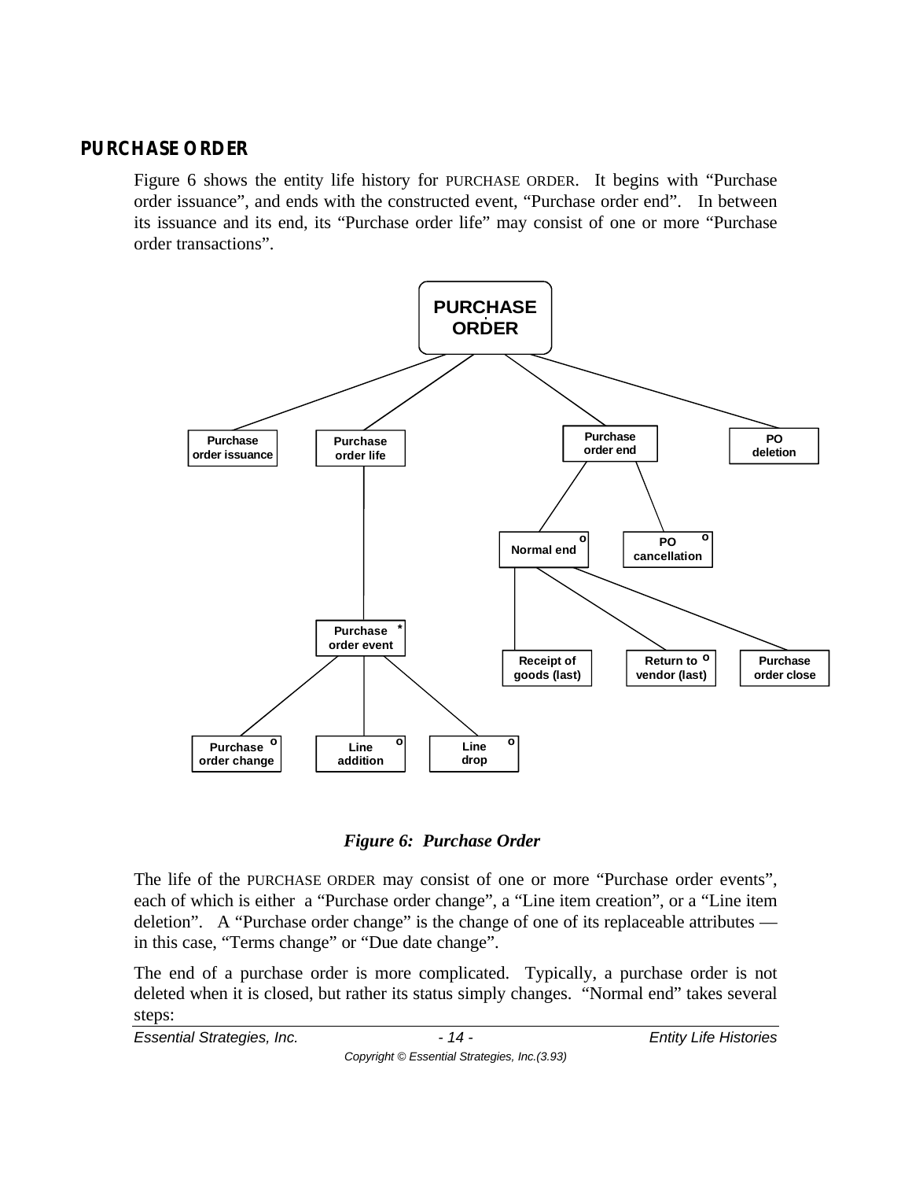## PURCHASE ORDER

Figure 6 shows the entity life history for PURCHASE ORDER. It begins with "Purchase order issuance", and ends with the constructed event, "Purchase order end". In between its issuance and its end, its "Purchase order life" may consist of one or more "Purchase order transactions".

*Figure 6: Purchase Order*

The life of the PURCHASE ORDER may consist of one or more "Purchase order events", each of which is either a "Purchase order change", a "Line item creation", or a "Line item deletion". A "Purchase order change" is the change of one of its replaceable attributes — in this case, "Terms change" or "Due date change".

The end of a purchase order is more complicated. Typically, a purchase order is not deleted when it is closed, but rather its status simply changes. "Normal end" takes several steps: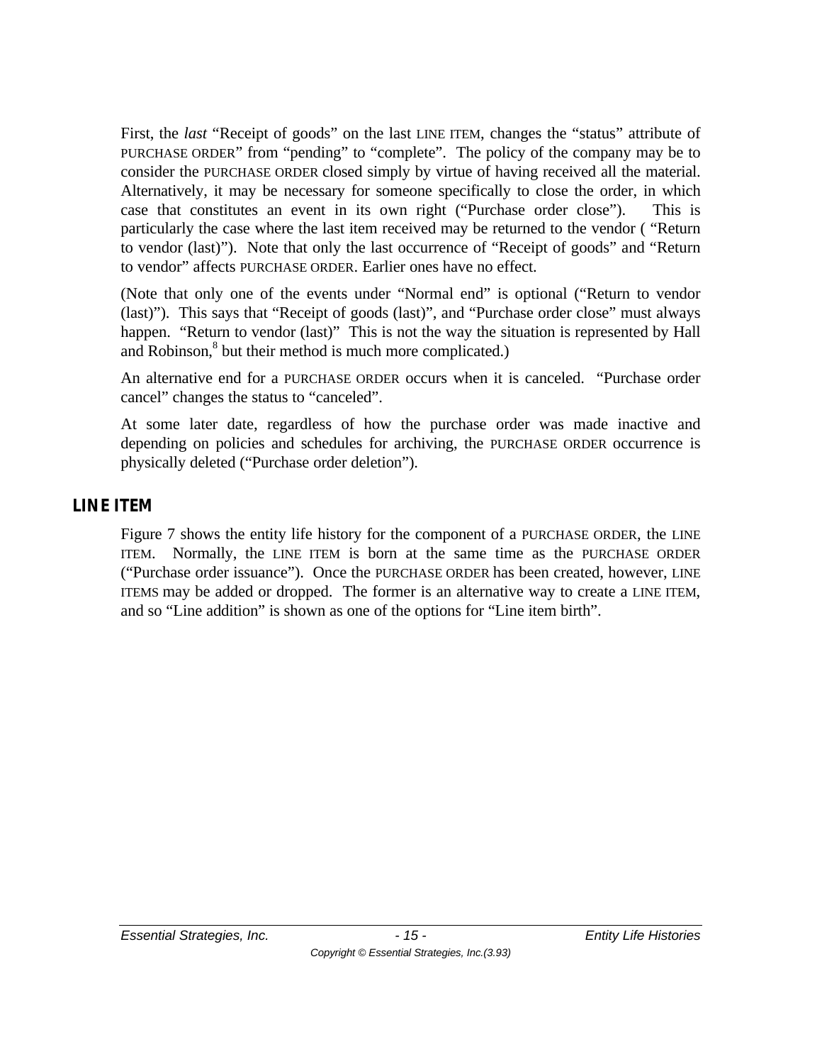First, the *last* “Receipt of goods” on the last LINE ITEM, changes the “status” attribute of PURCHASE ORDER” from “pending” to “complete”. The policy of the company may be to consider the PURCHASE ORDER closed simply by virtue of having received all the material. Alternatively, it may be necessary for someone specifically to close the order, in which case that constitutes an event in its own right (“Purchase order close”). This is particularly the case where the last item received may be returned to the vendor ( “Return to vendor (last)”). Note that only the last occurrence of “Receipt of goods” and “Return to vendor” affects PURCHASE ORDER. Earlier ones have no effect.

(Note that only one of the events under “Normal end” is optional (“Return to vendor (last)”). This says that “Receipt of goods (last)”, and “Purchase order close” must always happen. “Return to vendor (last)” This is not the way the situation is represented by Hall and Robinson,[8] but their method is much more complicated.)

An alternative end for a PURCHASE ORDER occurs when it is canceled. “Purchase order cancel” changes the status to “canceled”.

At some later date, regardless of how the purchase order was made inactive and depending on policies and schedules for archiving, the PURCHASE ORDER occurrence is physically deleted (“Purchase order deletion”).

## LINE ITEM

Figure 7 shows the entity life history for the component of a PURCHASE ORDER, the LINE ITEM. Normally, the LINE ITEM is born at the same time as the PURCHASE ORDER (“Purchase order issuance”). Once the PURCHASE ORDER has been created, however, LINE ITEMS may be added or dropped. The former is an alternative way to create a LINE ITEM, and so “Line addition” is shown as one of the options for “Line item birth”.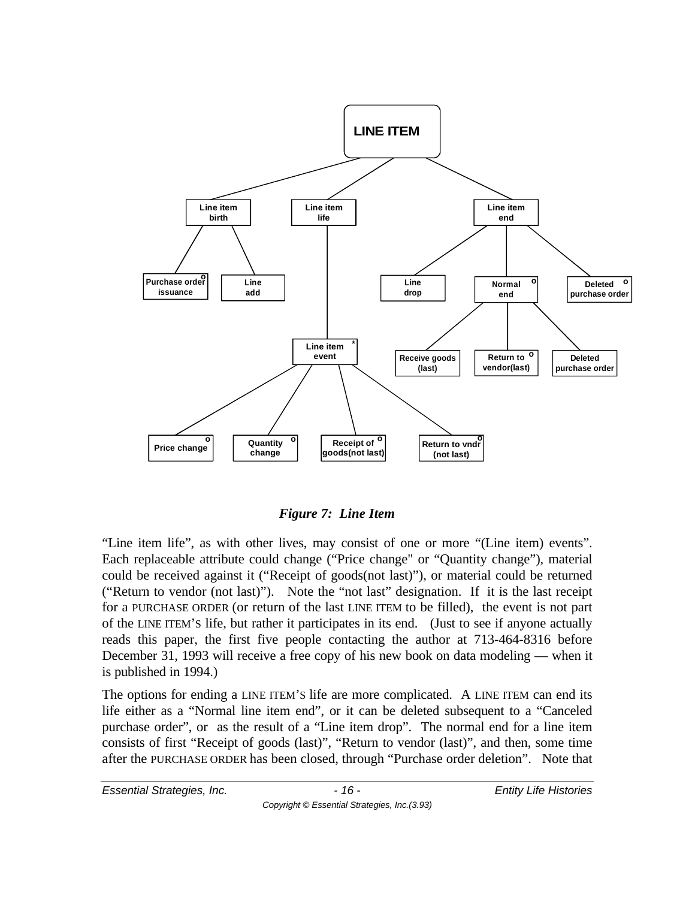*Figure 7: Line Item*

"Line item life", as with other lives, may consist of one or more "(Line item) events". Each replaceable attribute could change ("Price change" or "Quantity change"), material could be received against it ("Receipt of goods(not last)"), or material could be returned ("Return to vendor (not last)"). Note the "not last" designation. If it is the last receipt for a PURCHASE ORDER (or return of the last LINE ITEM to be filled), the event is not part of the LINE ITEM'S life, but rather it participates in its end. (Just to see if anyone actually reads this paper, the first five people contacting the author at 713-464-8316 before December 31, 1993 will receive a free copy of his new book on data modeling — when it is published in 1994.)

The options for ending a LINE ITEM'S life are more complicated. A LINE ITEM can end its life either as a "Normal line item end", or it can be deleted subsequent to a "Canceled purchase order", or as the result of a "Line item drop". The normal end for a line item consists of first "Receipt of goods (last)", "Return to vendor (last)", and then, some time after the PURCHASE ORDER has been closed, through "Purchase order deletion". Note that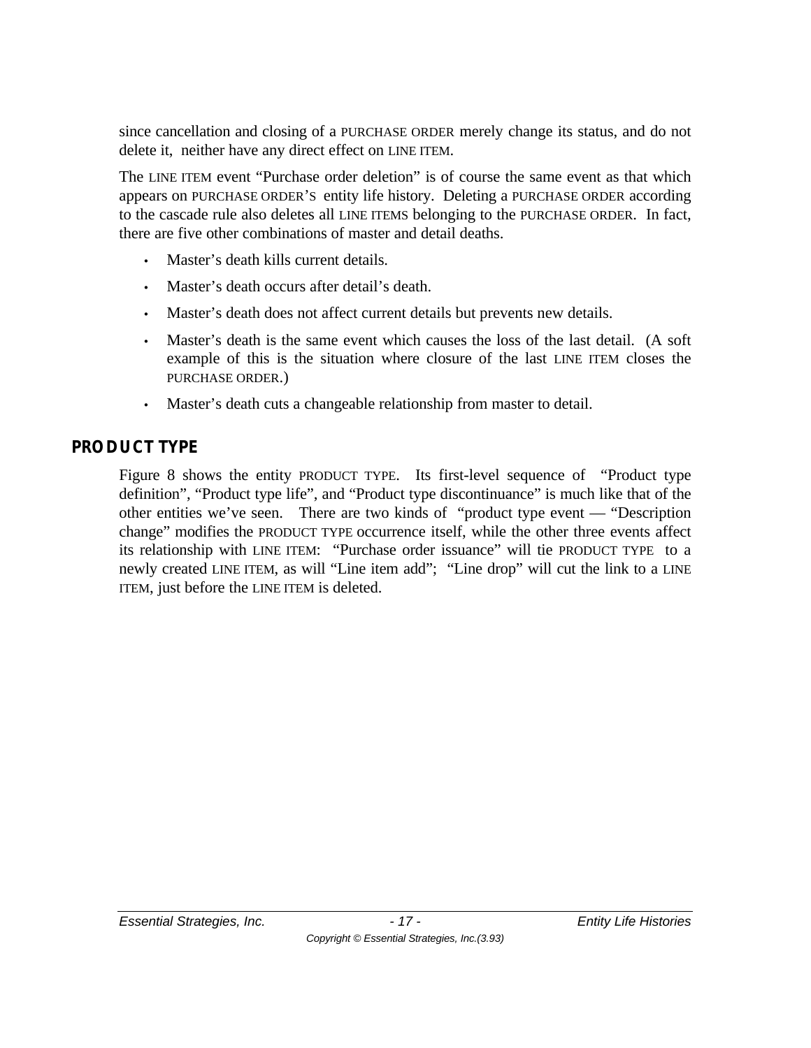since cancellation and closing of a PURCHASE ORDER merely change its status, and do not delete it, neither have any direct effect on LINE ITEM.

The LINE ITEM event "Purchase order deletion" is of course the same event as that which appears on PURCHASE ORDER'S entity life history. Deleting a PURCHASE ORDER according to the cascade rule also deletes all LINE ITEMS belonging to the PURCHASE ORDER. In fact, there are five other combinations of master and detail deaths.

- Master's death kills current details.
- Master's death occurs after detail's death.
- Master's death does not affect current details but prevents new details.
- Master's death is the same event which causes the loss of the last detail. (A soft example of this is the situation where closure of the last LINE ITEM closes the PURCHASE ORDER.)
- Master's death cuts a changeable relationship from master to detail.

## PRODUCT TYPE

Figure 8 shows the entity PRODUCT TYPE. Its first-level sequence of "Product type definition", "Product type life", and "Product type discontinuance" is much like that of the other entities we've seen. There are two kinds of "product type event — "Description change" modifies the PRODUCT TYPE occurrence itself, while the other three events affect its relationship with LINE ITEM: "Purchase order issuance" will tie PRODUCT TYPE to a newly created LINE ITEM, as will "Line item add"; "Line drop" will cut the link to a LINE ITEM, just before the LINE ITEM is deleted.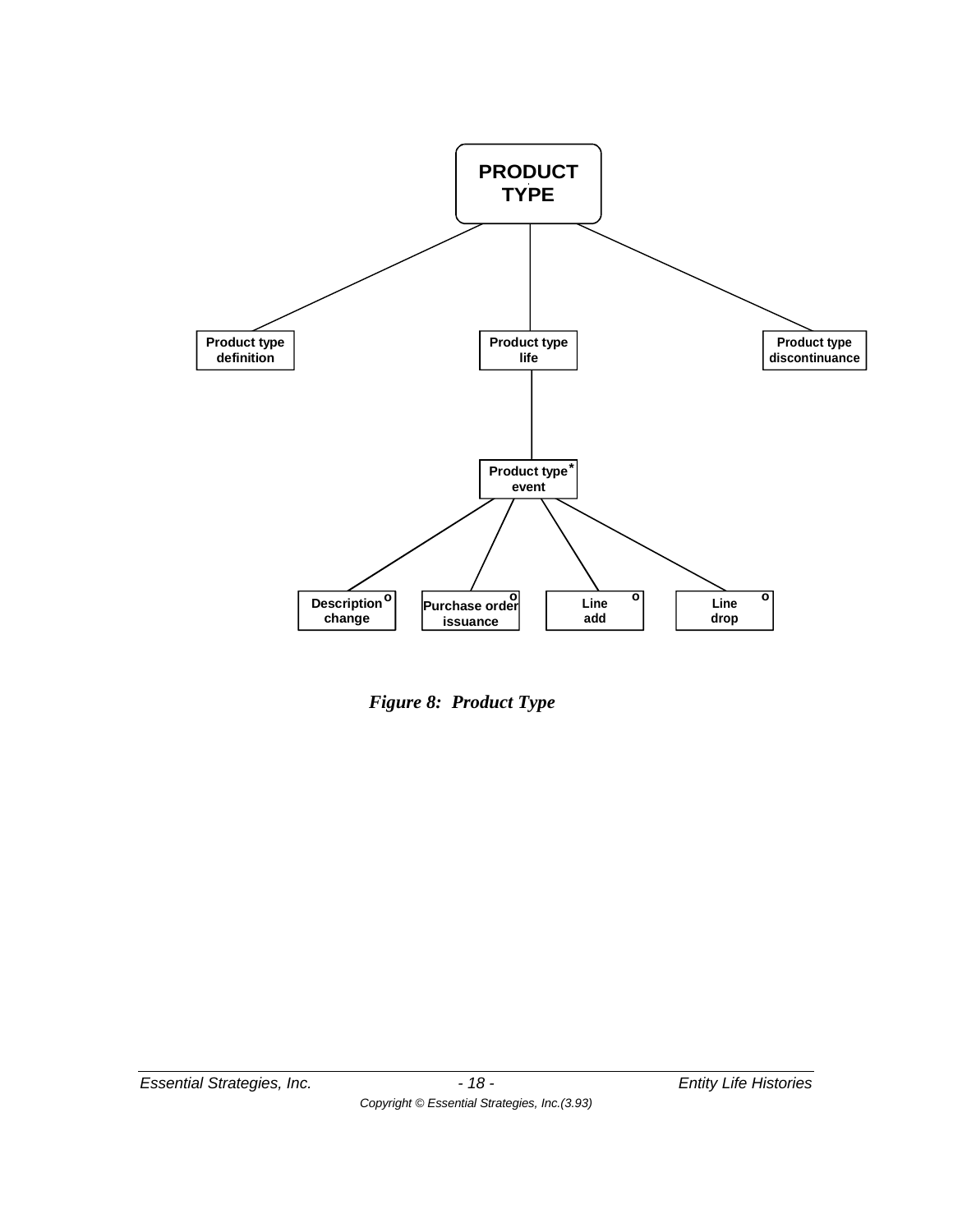PRODUCT TYPE

- Product type definition
- Product type life
  - Product type event *
    - Description change o
    - Purchase order issuance o
    - Line add o
    - Line drop o
- Product type discontinuance

*Figure 8: Product Type*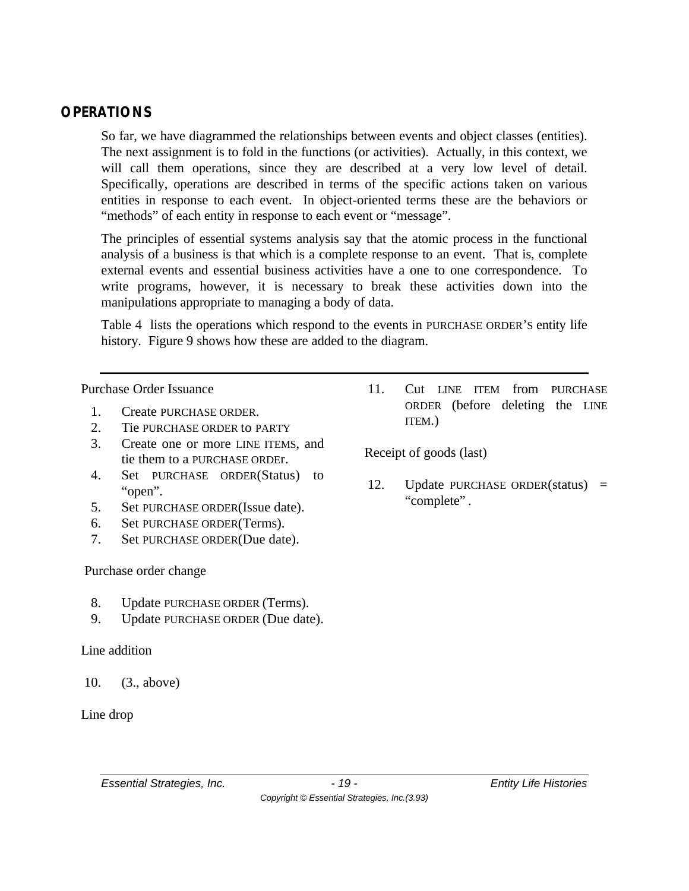## OPERATIONS

So far, we have diagrammed the relationships between events and object classes (entities). The next assignment is to fold in the functions (or activities). Actually, in this context, we will call them operations, since they are described at a very low level of detail. Specifically, operations are described in terms of the specific actions taken on various entities in response to each event. In object-oriented terms these are the behaviors or "methods" of each entity in response to each event or "message".

The principles of essential systems analysis say that the atomic process in the functional analysis of a business is that which is a complete response to an event. That is, complete external events and essential business activities have a one to one correspondence. To write programs, however, it is necessary to break these activities down into the manipulations appropriate to managing a body of data.

Table 4 lists the operations which respond to the events in PURCHASE ORDER'S entity life history. Figure 9 shows how these are added to the diagram.

---

Purchase Order Issuance

1. Create PURCHASE ORDER.
2. Tie PURCHASE ORDER to PARTY
3. Create one or more LINE ITEMS, and tie them to a PURCHASE ORDEr.
4. Set PURCHASE ORDER(Status) to "open".
5. Set PURCHASE ORDER(Issue date).
6. Set PURCHASE ORDER(Terms).
7. Set PURCHASE ORDER(Due date).

Purchase order change

8. Update PURCHASE ORDER (Terms).
9. Update PURCHASE ORDER (Due date).

Line addition

10. (3., above)

Line drop

11. Cut LINE ITEM from PURCHASE ORDER (before deleting the LINE ITEM.)

Receipt of goods (last)

12. Update PURCHASE ORDER(status) = "complete" .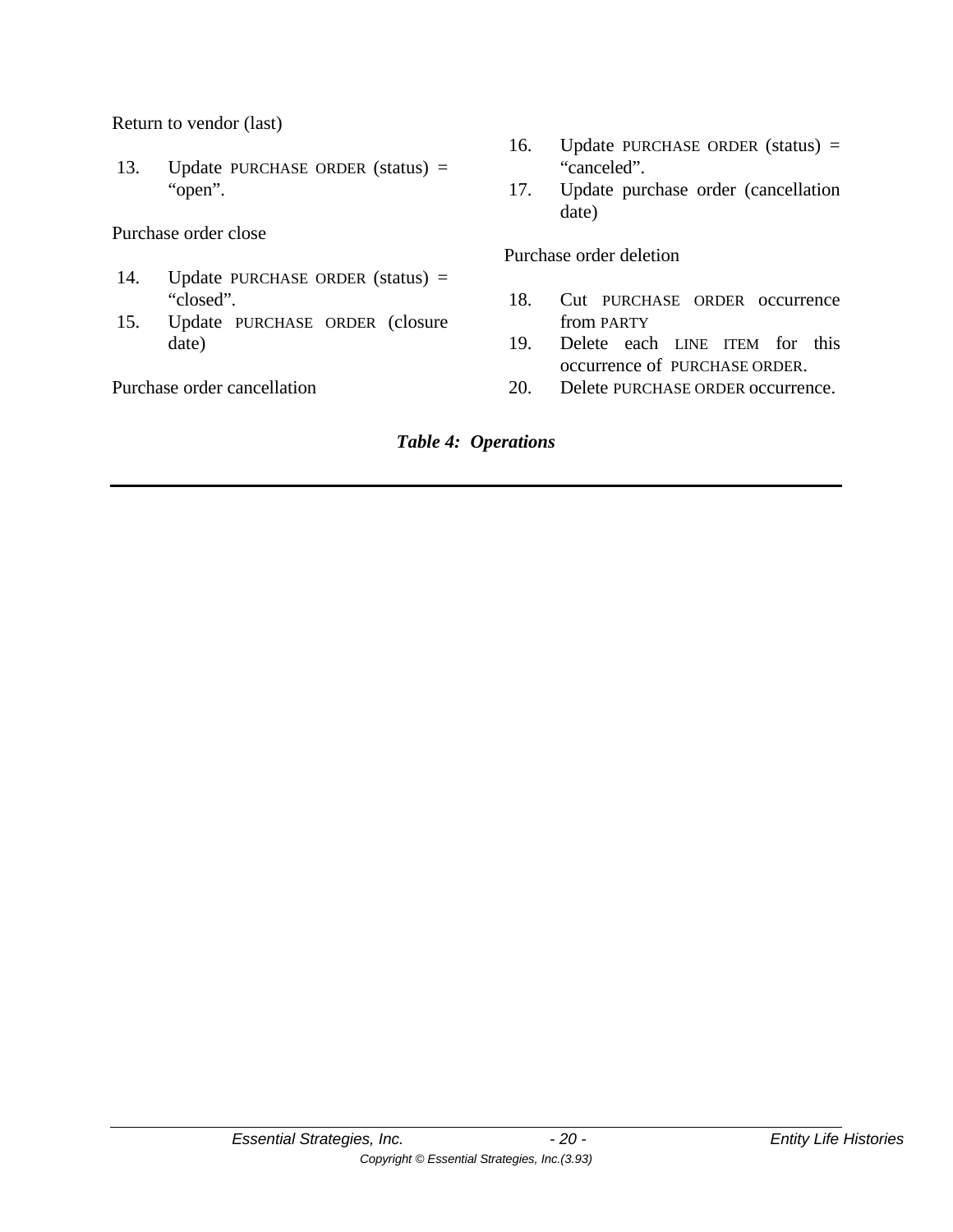Return to vendor (last)

13. Update PURCHASE ORDER (status) = “open”.

Purchase order close

14. Update PURCHASE ORDER (status) = “closed”.
15. Update PURCHASE ORDER (closure date)

Purchase order cancellation

16. Update PURCHASE ORDER (status) = “canceled”.
17. Update purchase order (cancellation date)

Purchase order deletion

18. Cut PURCHASE ORDER occurrence from PARTY
19. Delete each LINE ITEM for this occurrence of PURCHASE ORDER.
20. Delete PURCHASE ORDER occurrence.

***Table 4: Operations***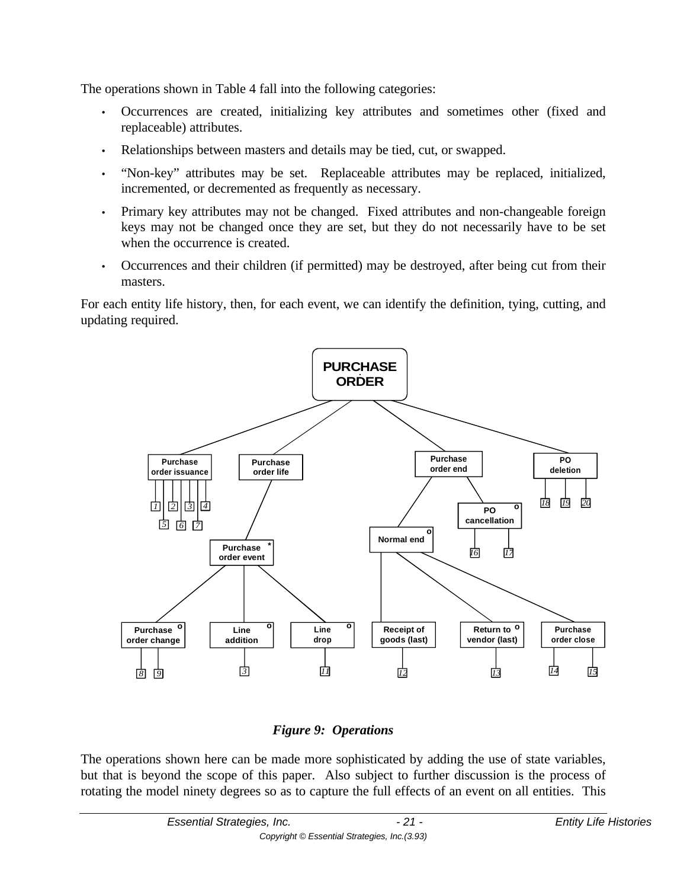The operations shown in Table 4 fall into the following categories:

- Occurrences are created, initializing key attributes and sometimes other (fixed and replaceable) attributes.
- Relationships between masters and details may be tied, cut, or swapped.
- "Non-key" attributes may be set. Replaceable attributes may be replaced, initialized, incremented, or decremented as frequently as necessary.
- Primary key attributes may not be changed. Fixed attributes and non-changeable foreign keys may not be changed once they are set, but they do not necessarily have to be set when the occurrence is created.
- Occurrences and their children (if permitted) may be destroyed, after being cut from their masters.

For each entity life history, then, for each event, we can identify the definition, tying, cutting, and updating required.

***Figure 9: Operations***

The operations shown here can be made more sophisticated by adding the use of state variables, but that is beyond the scope of this paper. Also subject to further discussion is the process of rotating the model ninety degrees so as to capture the full effects of an event on all entities. This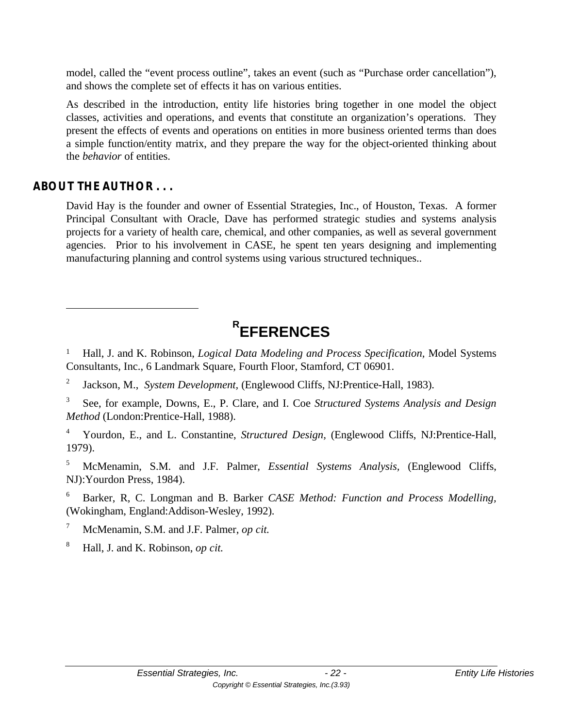model, called the “event process outline”, takes an event (such as “Purchase order cancellation”), and shows the complete set of effects it has on various entities.

As described in the introduction, entity life histories bring together in one model the object classes, activities and operations, and events that constitute an organization’s operations. They present the effects of events and operations on entities in more business oriented terms than does a simple function/entity matrix, and they prepare the way for the object-oriented thinking about the *behavior* of entities.

## ABOUT THE AUTHOR . . .

David Hay is the founder and owner of Essential Strategies, Inc., of Houston, Texas. A former Principal Consultant with Oracle, Dave has performed strategic studies and systems analysis projects for a variety of health care, chemical, and other companies, as well as several government agencies. Prior to his involvement in CASE, he spent ten years designing and implementing manufacturing planning and control systems using various structured techniques..

---

## REFERENCES

[1] Hall, J. and K. Robinson, *Logical Data Modeling and Process Specification,* Model Systems Consultants, Inc., 6 Landmark Square, Fourth Floor, Stamford, CT 06901.

[2] Jackson, M., *System Development,* (Englewood Cliffs, NJ:Prentice-Hall, 1983).

[3] See, for example, Downs, E., P. Clare, and I. Coe *Structured Systems Analysis and Design Method* (London:Prentice-Hall, 1988).

[4] Yourdon, E., and L. Constantine, *Structured Design,* (Englewood Cliffs, NJ:Prentice-Hall, 1979).

[5] McMenamin, S.M. and J.F. Palmer, *Essential Systems Analysis,* (Englewood Cliffs, NJ):Yourdon Press, 1984).

[6] Barker, R, C. Longman and B. Barker *CASE Method: Function and Process Modelling,* (Wokingham, England:Addison-Wesley, 1992).

[7] McMenamin, S.M. and J.F. Palmer, *op cit.*

[8] Hall, J. and K. Robinson, *op cit.*